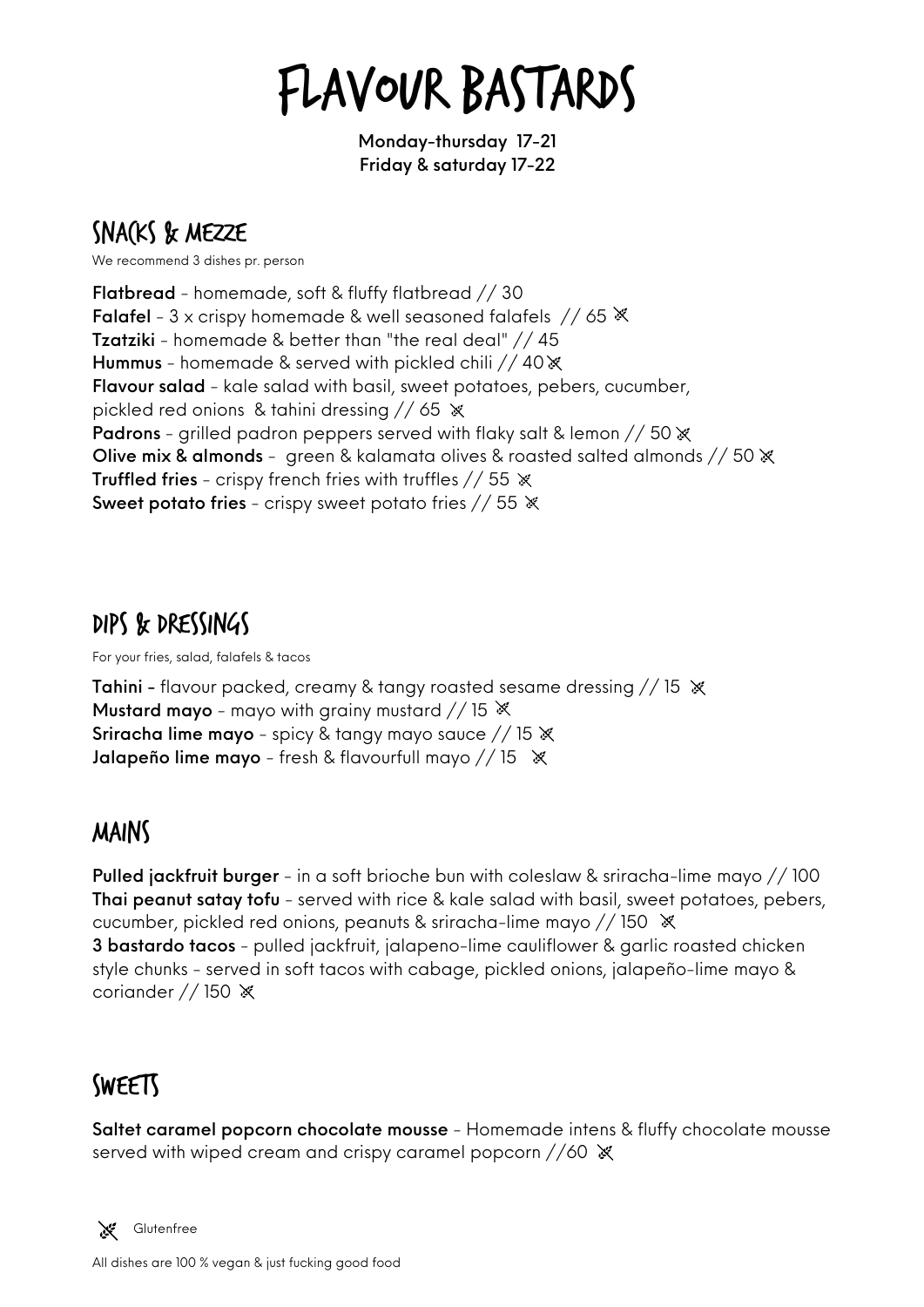# FLAVOUR BASTARDS

**Monday-thursday 17-21**
**Friday & saturday 17-22**

## SNACKS & MEZZE

We recommend 3 dishes pr. person

**Flatbread** - homemade, soft & fluffy flatbread // 30
**Falafel** - 3 x crispy homemade & well seasoned falafels // 65 ⚹
**Tzatziki** - homemade & better than "the real deal" // 45
**Hummus** - homemade & served with pickled chili // 40 ⚹
**Flavour salad** - kale salad with basil, sweet potatoes, pebers, cucumber, pickled red onions & tahini dressing // 65 ⚹
**Padrons** - grilled padron peppers served with flaky salt & lemon // 50 ⚹
**Olive mix & almonds** - green & kalamata olives & roasted salted almonds // 50 ⚹
**Truffled fries** - crispy french fries with truffles // 55 ⚹
**Sweet potato fries** - crispy sweet potato fries // 55 ⚹

## DIPS & DRESSINGS

For your fries, salad, falafels & tacos

**Tahini** - flavour packed, creamy & tangy roasted sesame dressing // 15 ⚹
**Mustard mayo** - mayo with grainy mustard // 15 ⚹
**Sriracha lime mayo** - spicy & tangy mayo sauce // 15 ⚹
**Jalapeño lime mayo** - fresh & flavourfull mayo // 15 ⚹

## MAINS

**Pulled jackfruit burger** - in a soft brioche bun with coleslaw & sriracha-lime mayo // 100
**Thai peanut satay tofu** - served with rice & kale salad with basil, sweet potatoes, pebers, cucumber, pickled red onions, peanuts & sriracha-lime mayo // 150 ⚹
**3 bastardo tacos** - pulled jackfruit, jalapeno-lime cauliflower & garlic roasted chicken style chunks - served in soft tacos with cabage, pickled onions, jalapeño-lime mayo & coriander // 150 ⚹

## SWEETS

**Saltet caramel popcorn chocolate mousse** - Homemade intens & fluffy chocolate mousse served with wiped cream and crispy caramel popcorn //60 ⚹

⚹ Glutenfree

All dishes are 100 % vegan & just fucking good food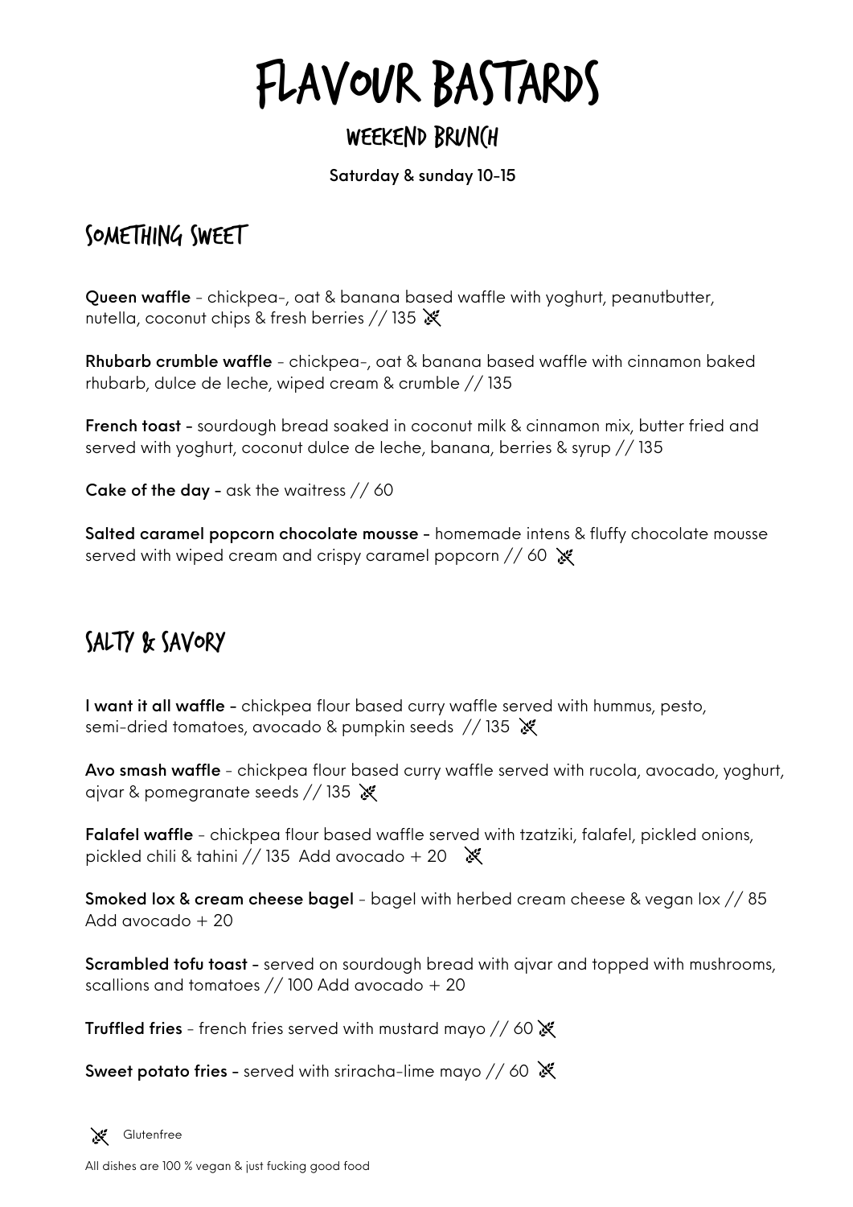# FLAVOUR BASTARDS

## WEEKEND BRUNCH

Saturday & sunday 10-15

## SOMETHING SWEET

**Queen waffle** - chickpea-, oat & banana based waffle with yoghurt, peanutbutter, nutella, coconut chips & fresh berries // 135 (Glutenfree)

**Rhubarb crumble waffle** - chickpea-, oat & banana based waffle with cinnamon baked rhubarb, dulce de leche, wiped cream & crumble // 135

**French toast** - sourdough bread soaked in coconut milk & cinnamon mix, butter fried and served with yoghurt, coconut dulce de leche, banana, berries & syrup // 135

**Cake of the day** - ask the waitress // 60

**Salted caramel popcorn chocolate mousse** - homemade intens & fluffy chocolate mousse served with wiped cream and crispy caramel popcorn // 60 (Glutenfree)

## SALTY & SAVORY

**I want it all waffle** - chickpea flour based curry waffle served with hummus, pesto, semi-dried tomatoes, avocado & pumpkin seeds // 135 (Glutenfree)

**Avo smash waffle** - chickpea flour based curry waffle served with rucola, avocado, yoghurt, ajvar & pomegranate seeds // 135 (Glutenfree)

**Falafel waffle** - chickpea flour based waffle served with tzatziki, falafel, pickled onions, pickled chili & tahini // 135 Add avocado + 20 (Glutenfree)

**Smoked lox & cream cheese bagel** - bagel with herbed cream cheese & vegan lox // 85 Add avocado + 20

**Scrambled tofu toast** - served on sourdough bread with ajvar and topped with mushrooms, scallions and tomatoes // 100 Add avocado + 20

**Truffled fries** - french fries served with mustard mayo // 60 (Glutenfree)

**Sweet potato fries** - served with sriracha-lime mayo // 60 (Glutenfree)

(Glutenfree symbol) Glutenfree

All dishes are 100 % vegan & just fucking good food